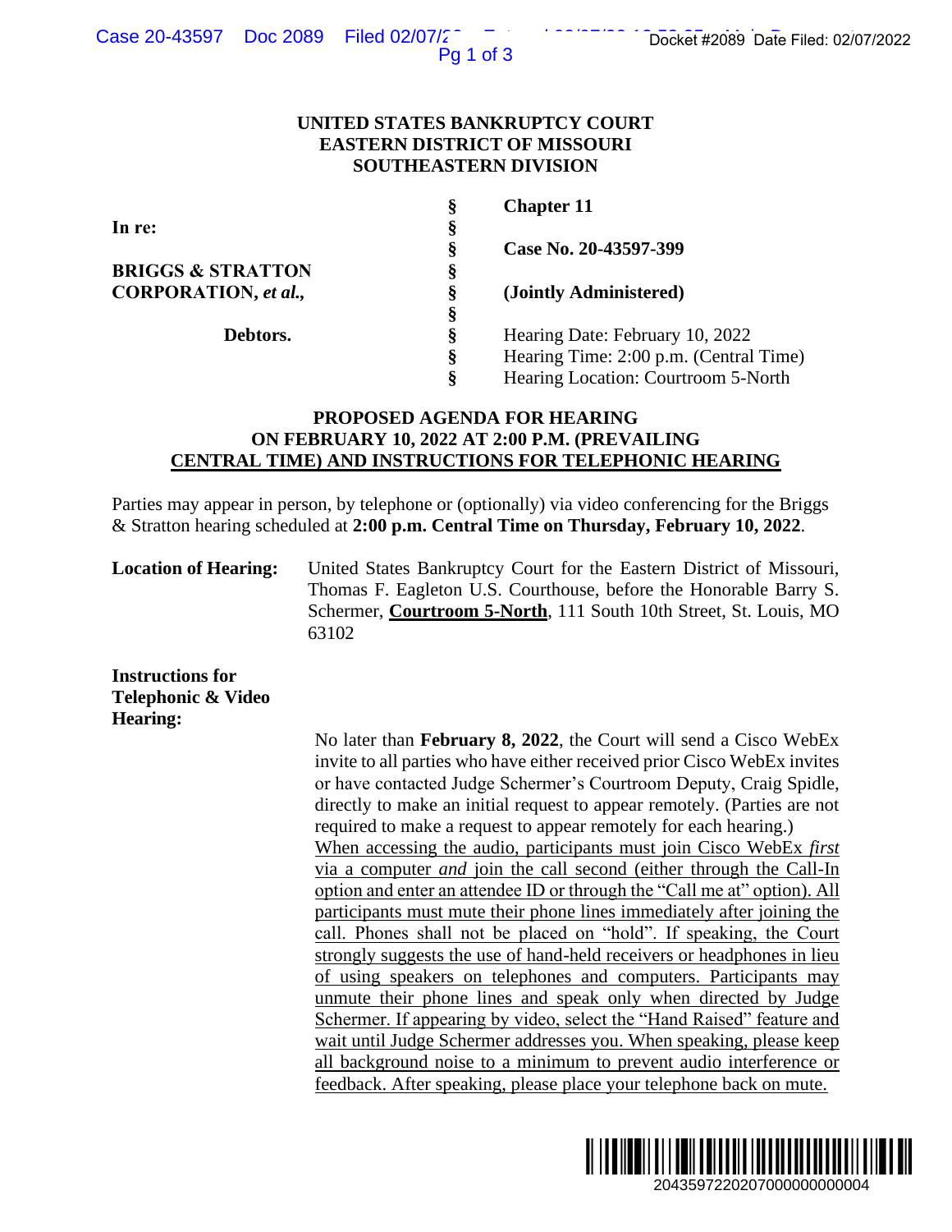**UNITED STATES BANKRUPTCY COURT**
**EASTERN DISTRICT OF MISSOURI**
**SOUTHEASTERN DIVISION**

| | | |
|---|---|---|
| **In re:** | § | **Chapter 11** |
| | § | |
| **BRIGGS & STRATTON CORPORATION, *et al.*,** | § | **Case No. 20-43597-399** |
| | § | **(Jointly Administered)** |
| **Debtors.** | § | Hearing Date: February 10, 2022 |
| | § | Hearing Time: 2:00 p.m. (Central Time) |
| | § | Hearing Location: Courtroom 5-North |

**PROPOSED AGENDA FOR HEARING ON FEBRUARY 10, 2022 AT 2:00 P.M. (PREVAILING CENTRAL TIME) AND INSTRUCTIONS FOR TELEPHONIC HEARING**

Parties may appear in person, by telephone or (optionally) via video conferencing for the Briggs & Stratton hearing scheduled at **2:00 p.m. Central Time on Thursday, February 10, 2022**.

**Location of Hearing:** United States Bankruptcy Court for the Eastern District of Missouri, Thomas F. Eagleton U.S. Courthouse, before the Honorable Barry S. Schermer, **Courtroom 5-North**, 111 South 10th Street, St. Louis, MO 63102

**Instructions for Telephonic & Video Hearing:**

No later than **February 8, 2022**, the Court will send a Cisco WebEx invite to all parties who have either received prior Cisco WebEx invites or have contacted Judge Schermer's Courtroom Deputy, Craig Spidle, directly to make an initial request to appear remotely. (Parties are not required to make a request to appear remotely for each hearing.) When accessing the audio, participants must join Cisco WebEx *first* via a computer *and* join the call second (either through the Call-In option and enter an attendee ID or through the "Call me at" option). All participants must mute their phone lines immediately after joining the call. Phones shall not be placed on "hold". If speaking, the Court strongly suggests the use of hand-held receivers or headphones in lieu of using speakers on telephones and computers. Participants may unmute their phone lines and speak only when directed by Judge Schermer. If appearing by video, select the "Hand Raised" feature and wait until Judge Schermer addresses you. When speaking, please keep all background noise to a minimum to prevent audio interference or feedback. After speaking, please place your telephone back on mute.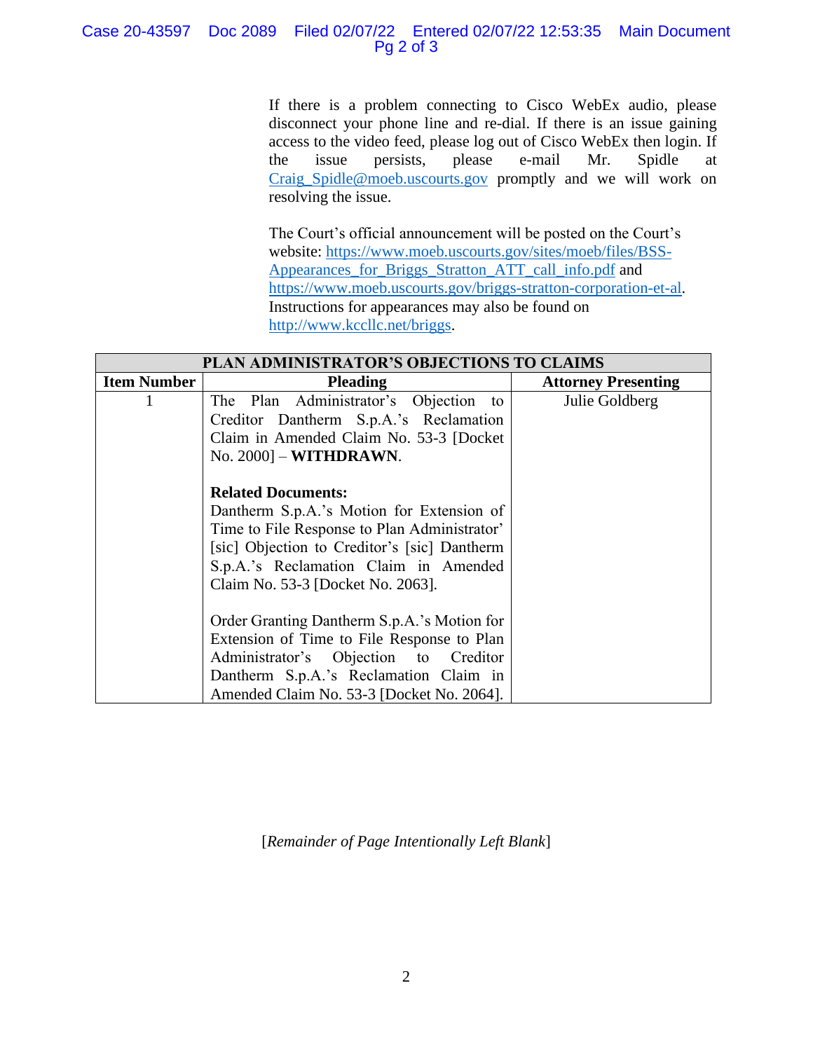If there is a problem connecting to Cisco WebEx audio, please disconnect your phone line and re-dial. If there is an issue gaining access to the video feed, please log out of Cisco WebEx then login. If the issue persists, please e-mail Mr. Spidle at Craig_Spidle@moeb.uscourts.gov promptly and we will work on resolving the issue.

The Court's official announcement will be posted on the Court's website: https://www.moeb.uscourts.gov/sites/moeb/files/BSS-Appearances_for_Briggs_Stratton_ATT_call_info.pdf and https://www.moeb.uscourts.gov/briggs-stratton-corporation-et-al. Instructions for appearances may also be found on http://www.kccllc.net/briggs.

| **PLAN ADMINISTRATOR'S OBJECTIONS TO CLAIMS** | | |
|---|---|---|
| **Item Number** | **Pleading** | **Attorney Presenting** |
| 1 | The Plan Administrator's Objection to Creditor Dantherm S.p.A.'s Reclamation Claim in Amended Claim No. 53-3 [Docket No. 2000] – **WITHDRAWN**.<br><br>**Related Documents:**<br>Dantherm S.p.A.'s Motion for Extension of Time to File Response to Plan Administrator' [sic] Objection to Creditor's [sic] Dantherm S.p.A.'s Reclamation Claim in Amended Claim No. 53-3 [Docket No. 2063].<br><br>Order Granting Dantherm S.p.A.'s Motion for Extension of Time to File Response to Plan Administrator's Objection to Creditor Dantherm S.p.A.'s Reclamation Claim in Amended Claim No. 53-3 [Docket No. 2064]. | Julie Goldberg |

[*Remainder of Page Intentionally Left Blank*]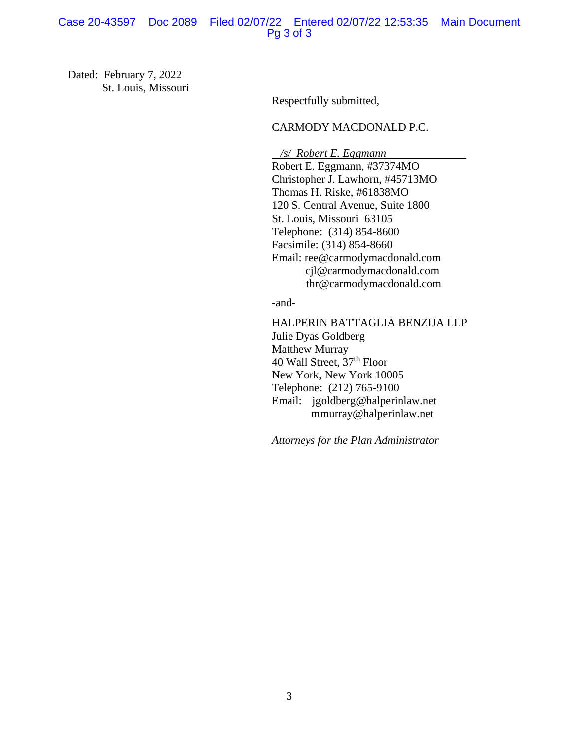Dated: February 7, 2022
St. Louis, Missouri

Respectfully submitted,

CARMODY MACDONALD P.C.

*/s/ Robert E. Eggmann*
Robert E. Eggmann, #37374MO
Christopher J. Lawhorn, #45713MO
Thomas H. Riske, #61838MO
120 S. Central Avenue, Suite 1800
St. Louis, Missouri 63105
Telephone: (314) 854-8600
Facsimile: (314) 854-8660
Email: ree@carmodymacdonald.com
cjl@carmodymacdonald.com
thr@carmodymacdonald.com

-and-

HALPERIN BATTAGLIA BENZIJA LLP
Julie Dyas Goldberg
Matthew Murray
40 Wall Street, 37th Floor
New York, New York 10005
Telephone: (212) 765-9100
Email: jgoldberg@halperinlaw.net
mmurray@halperinlaw.net

*Attorneys for the Plan Administrator*